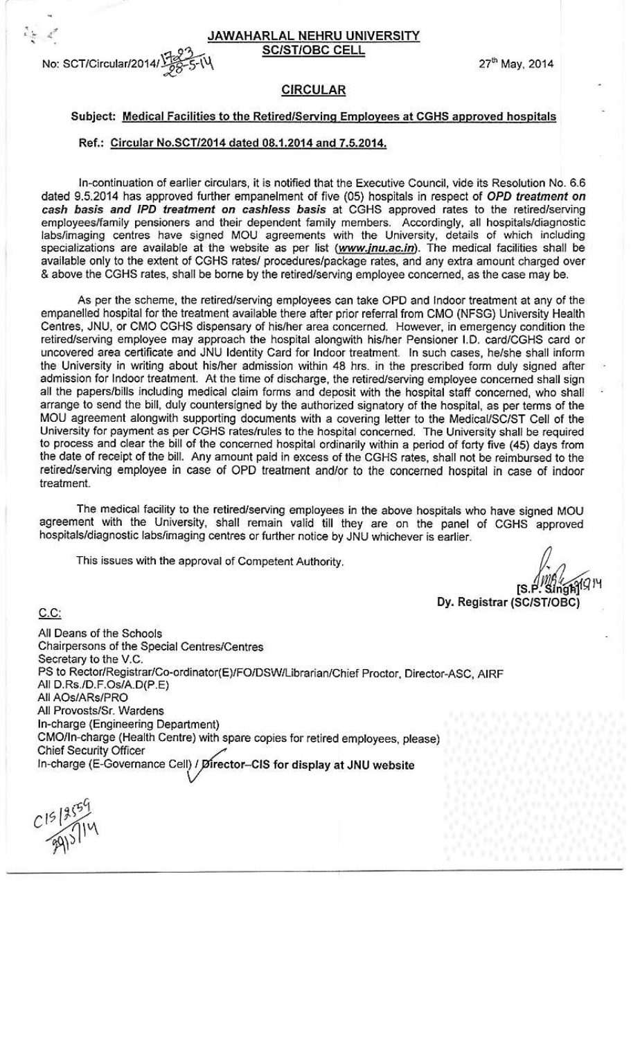# JAWAHARLAL NEHRU UNIVERSITY
## SC/ST/OBC CELL

No: SCT/Circular/2014/1723 28-5-14

27th May, 2014

## CIRCULAR

**Subject: Medical Facilities to the Retired/Serving Employees at CGHS approved hospitals**

**Ref.: Circular No.SCT/2014 dated 08.1.2014 and 7.5.2014.**

In-continuation of earlier circulars, it is notified that the Executive Council, vide its Resolution No. 6.6 dated 9.5.2014 has approved further empanelment of five (05) hospitals in respect of ***OPD treatment on cash basis and IPD treatment on cashless basis*** at CGHS approved rates to the retired/serving employees/family pensioners and their dependent family members. Accordingly, all hospitals/diagnostic labs/imaging centres have signed MOU agreements with the University, details of which including specializations are available at the website as per list (***www.jnu.ac.in***). The medical facilities shall be available only to the extent of CGHS rates/ procedures/package rates, and any extra amount charged over & above the CGHS rates, shall be borne by the retired/serving employee concerned, as the case may be.

As per the scheme, the retired/serving employees can take OPD and Indoor treatment at any of the empanelled hospital for the treatment available there after prior referral from CMO (NFSG) University Health Centres, JNU, or CMO CGHS dispensary of his/her area concerned. However, in emergency condition the retired/serving employee may approach the hospital alongwith his/her Pensioner I.D. card/CGHS card or uncovered area certificate and JNU Identity Card for Indoor treatment. In such cases, he/she shall inform the University in writing about his/her admission within 48 hrs. in the prescribed form duly signed after admission for Indoor treatment. At the time of discharge, the retired/serving employee concerned shall sign all the papers/bills including medical claim forms and deposit with the hospital staff concerned, who shall arrange to send the bill, duly countersigned by the authorized signatory of the hospital, as per terms of the MOU agreement alongwith supporting documents with a covering letter to the Medical/SC/ST Cell of the University for payment as per CGHS rates/rules to the hospital concerned. The University shall be required to process and clear the bill of the concerned hospital ordinarily within a period of forty five (45) days from the date of receipt of the bill. Any amount paid in excess of the CGHS rates, shall not be reimbursed to the retired/serving employee in case of OPD treatment and/or to the concerned hospital in case of indoor treatment.

The medical facility to the retired/serving employees in the above hospitals who have signed MOU agreement with the University, shall remain valid till they are on the panel of CGHS approved hospitals/diagnostic labs/imaging centres or further notice by JNU whichever is earlier.

This issues with the approval of Competent Authority.

[S.P. Singh]
**Dy. Registrar (SC/ST/OBC)**

C.C:

All Deans of the Schools
Chairpersons of the Special Centres/Centres
Secretary to the V.C.
PS to Rector/Registrar/Co-ordinator(E)/FO/DSW/Librarian/Chief Proctor, Director-ASC, AIRF
All D.Rs./D.F.Os/A.D(P.E)
All AOs/ARs/PRO
All Provosts/Sr. Wardens
In-charge (Engineering Department)
CMO/In-charge (Health Centre) with spare copies for retired employees, please)
Chief Security Officer
In-charge (E-Governance Cell) / **Director–CIS for display at JNU website**

CIS/2559
29/5/14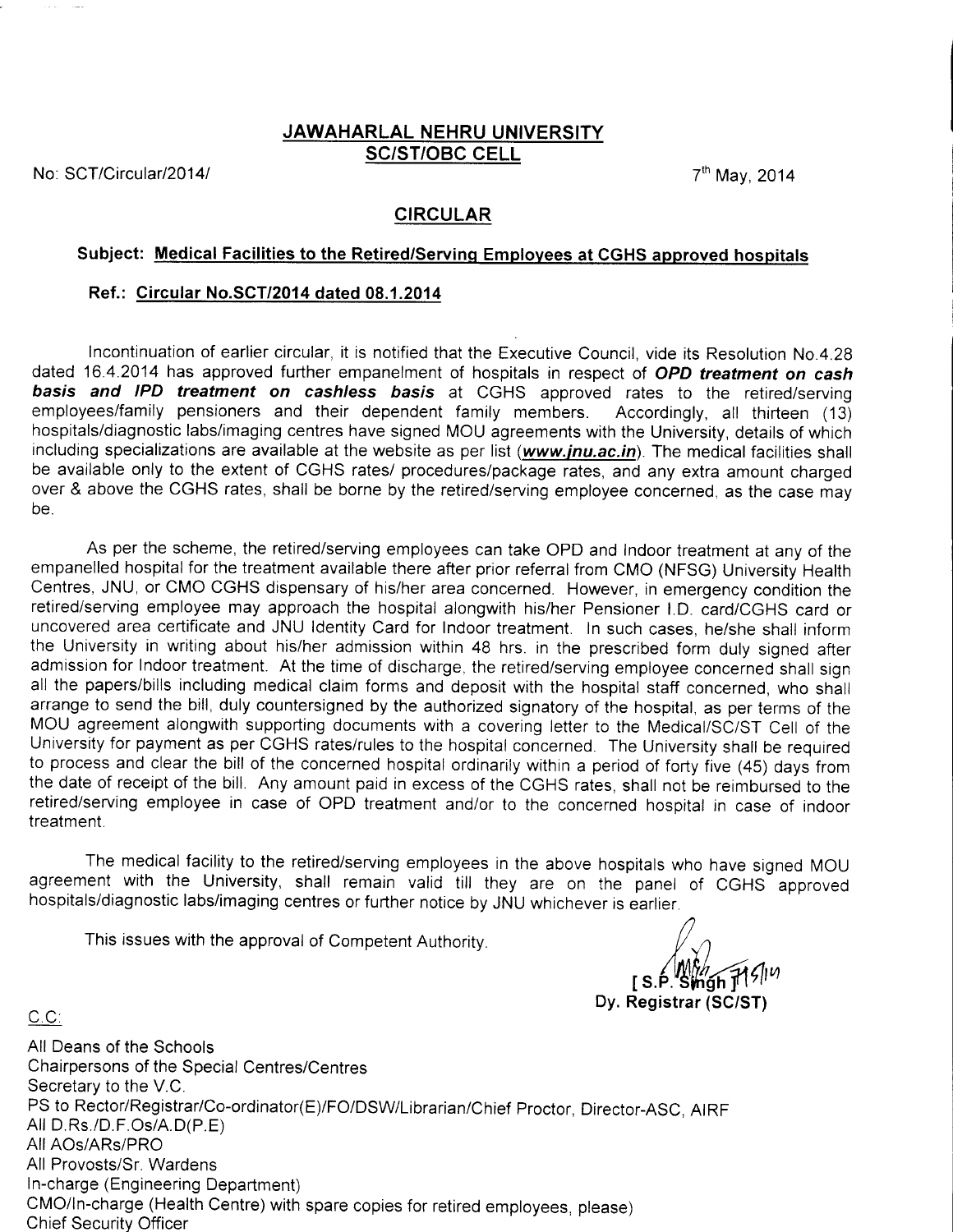## JAWAHARLAL NEHRU UNIVERSITY
## SC/ST/OBC CELL

No: SCT/Circular/2014/

7th May, 2014

## CIRCULAR

**Subject: Medical Facilities to the Retired/Serving Employees at CGHS approved hospitals**

**Ref.: Circular No.SCT/2014 dated 08.1.2014**

Incontinuation of earlier circular, it is notified that the Executive Council, vide its Resolution No.4.28 dated 16.4.2014 has approved further empanelment of hospitals in respect of ***OPD treatment on cash basis and IPD treatment on cashless basis*** at CGHS approved rates to the retired/serving employees/family pensioners and their dependent family members. Accordingly, all thirteen (13) hospitals/diagnostic labs/imaging centres have signed MOU agreements with the University, details of which including specializations are available at the website as per list (***www.jnu.ac.in***). The medical facilities shall be available only to the extent of CGHS rates/ procedures/package rates, and any extra amount charged over & above the CGHS rates, shall be borne by the retired/serving employee concerned, as the case may be.

As per the scheme, the retired/serving employees can take OPD and Indoor treatment at any of the empanelled hospital for the treatment available there after prior referral from CMO (NFSG) University Health Centres, JNU, or CMO CGHS dispensary of his/her area concerned. However, in emergency condition the retired/serving employee may approach the hospital alongwith his/her Pensioner I.D. card/CGHS card or uncovered area certificate and JNU Identity Card for Indoor treatment. In such cases, he/she shall inform the University in writing about his/her admission within 48 hrs. in the prescribed form duly signed after admission for Indoor treatment. At the time of discharge, the retired/serving employee concerned shall sign all the papers/bills including medical claim forms and deposit with the hospital staff concerned, who shall arrange to send the bill, duly countersigned by the authorized signatory of the hospital, as per terms of the MOU agreement alongwith supporting documents with a covering letter to the Medical/SC/ST Cell of the University for payment as per CGHS rates/rules to the hospital concerned. The University shall be required to process and clear the bill of the concerned hospital ordinarily within a period of forty five (45) days from the date of receipt of the bill. Any amount paid in excess of the CGHS rates, shall not be reimbursed to the retired/serving employee in case of OPD treatment and/or to the concerned hospital in case of indoor treatment.

The medical facility to the retired/serving employees in the above hospitals who have signed MOU agreement with the University, shall remain valid till they are on the panel of CGHS approved hospitals/diagnostic labs/imaging centres or further notice by JNU whichever is earlier.

This issues with the approval of Competent Authority.

**[ S.P. Singh ]**
**Dy. Registrar (SC/ST)**

C.C:

All Deans of the Schools
Chairpersons of the Special Centres/Centres
Secretary to the V.C.
PS to Rector/Registrar/Co-ordinator(E)/FO/DSW/Librarian/Chief Proctor, Director-ASC, AIRF
All D.Rs./D.F.Os/A.D(P.E)
All AOs/ARs/PRO
All Provosts/Sr. Wardens
In-charge (Engineering Department)
CMO/In-charge (Health Centre) with spare copies for retired employees, please)
Chief Security Officer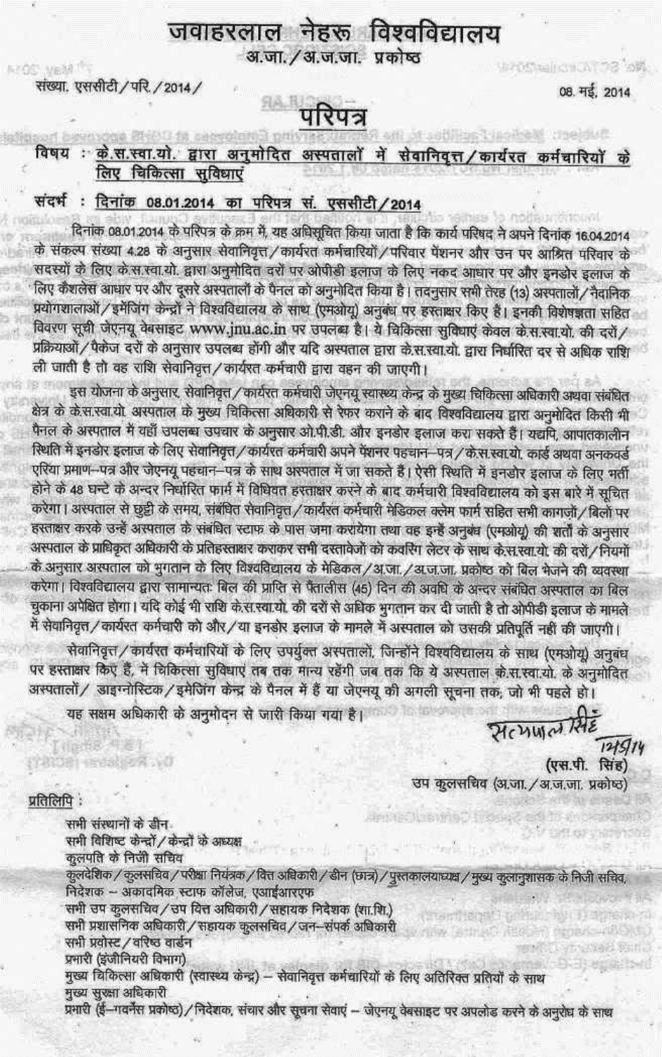# जवाहरलाल नेहरू विश्वविद्यालय
## अ.जा./अ.ज.जा. प्रकोष्ठ

संख्या. एससीटी/परि./2014/

08. मई, 2014

# परिपत्र

**विषय : के.स.स्वा.यो. द्वारा अनुमोदित अस्पतालों में सेवानिवृत्त/कार्यरत कर्मचारियों के लिए चिकित्सा सुविधाएं**

**संदर्भ : दिनांक 08.01.2014 का परिपत्र सं. एससीटी/2014**

दिनांक 08.01.2014 के परिपत्र के क्रम में, यह अधिसूचित किया जाता है कि कार्य परिषद ने अपने दिनांक 16.04.2014 के संकल्प संख्या 4.28 के अनुसार सेवानिवृत्त/कार्यरत कर्मचारियों/परिवार पेंशनर और उन पर आश्रित परिवार के सदस्यों के लिए के.स.स्वा.यो. द्वारा अनुमोदित दरों पर ओपीडी इलाज के लिए नकद आधार पर और इनडोर इलाज के लिए कैशलेस आधार पर और दूसरे अस्पतालों के पैनल को अनुमोदित किया है। तदनुसार सभी तेरह (13) अस्पतालों/नैदानिक प्रयोगशालाओं/इमेजिंग केन्द्रों ने विश्वविद्यालय के साथ (एमओयू) अनुबंध पर हस्ताक्षर किए हैं। इनकी विशेषज्ञता सहित विवरण सूची जेएनयू वेबसाइट www.jnu.ac.in पर उपलब्ध है। ये चिकित्सा सुविधाएं केवल के.स.स्वा.यो. की दरों/प्रक्रियाओं/पैकेज दरों के अनुसार उपलब्ध होंगी और यदि अस्पताल द्वारा के.स.स्वा.यो. द्वारा निर्धारित दर से अधिक राशि ली जाती है तो वह राशि सेवानिवृत्त/कार्यरत कर्मचारी द्वारा वहन की जाएगी।

इस योजना के अनुसार, सेवानिवृत्त/कार्यरत कर्मचारी जेएनयू स्वास्थ्य केन्द्र के मुख्य चिकित्सा अधिकारी अथवा संबंधित क्षेत्र के के.स.स्वा.यो. अस्पताल के मुख्य चिकित्सा अधिकारी से रेफर कराने के बाद विश्वविद्यालय द्वारा अनुमोदित किसी भी पैनल के अस्पताल में वहाँ उपलब्ध उपचार के अनुसार ओ.पी.डी. और इनडोर इलाज करा सकते हैं। यद्यपि, आपातकालीन स्थिति में इनडोर इलाज के लिए सेवानिवृत्त/कार्यरत कर्मचारी अपने पेंशनर पहचान-पत्र/के.स.स्वा.यो. कार्ड अथवा अनकवर्ड एरिया प्रमाण-पत्र और जेएनयू पहचान-पत्र के साथ अस्पताल में जा सकते हैं। ऐसी स्थिति में इनडोर इलाज के लिए भर्ती होने के 48 घन्टे के अन्दर निर्धारित फार्म में विधिवत हस्ताक्षर करने के बाद कर्मचारी विश्वविद्यालय को इस बारे में सूचित करेगा। अस्पताल से छुट्टी के समय, संबंधित सेवानिवृत्त/कार्यरत कर्मचारी मेडिकल क्लेम फार्म सहित सभी कागज़ों/बिलों पर हस्ताक्षर करके उन्हें अस्पताल के संबंधित स्टाफ के पास जमा करायेगा तथा वह इन्हें अनुबंध (एमओयू) की शर्तों के अनुसार अस्पताल के प्राधिकृत अधिकारी के प्रतिहस्ताक्षर कराकर सभी दस्तावेजों को कवरिंग लेटर के साथ के.स.स्वा.यो. की दरों/नियमों के अनुसार अस्पताल को भुगतान के लिए विश्वविद्यालय के मेडिकल/अ.जा./अ.ज.जा. प्रकोष्ठ को बिल भेजने की व्यवस्था करेगा। विश्वविद्यालय द्वारा सामान्यतः बिल की प्राप्ति से पैंतालीस (45) दिन की अवधि के अन्दर संबंधित अस्पताल का बिल चुकाना अपेक्षित होगा। यदि कोई भी राशि के.स.स्वा.यो. की दरों से अधिक भुगतान कर दी जाती है तो ओपीडी इलाज के मामले में सेवानिवृत्त/कार्यरत कर्मचारी को और/या इनडोर इलाज के मामले में अस्पताल को उसकी प्रतिपूर्ति नहीं की जाएगी।

सेवानिवृत्त/कार्यरत कर्मचारियों के लिए उपर्युक्त अस्पतालों, जिन्होंने विश्वविद्यालय के साथ (एमओयू) अनुबंध पर हस्ताक्षर किए हैं, में चिकित्सा सुविधाएं तब तक मान्य रहेंगी जब तक कि ये अस्पताल के.स.स्वा.यो. के अनुमोदित अस्पतालों/डाइग्नोस्टिक/इमेजिंग केन्द्र के पैनल में हैं या जेएनयू की अगली सूचना तक, जो भी पहले हो।

यह सक्षम अधिकारी के अनुमोदन से जारी किया गया है।

(हस्ताक्षर) 7/5/14

(एस.पी. सिंह)
उप कुलसचिव (अ.जा./अ.ज.जा. प्रकोष्ठ)

**प्रतिलिपि :**

- सभी संस्थानों के डीन
- सभी विशिष्ट केन्द्रों/केन्द्रों के अध्यक्ष
- कुलपति के निजी सचिव
- कुलदेशिक/कुलसचिव/परीक्षा नियंत्रक/वित्त अधिकारी/डीन (छात्र)/पुस्तकालयाध्यक्ष/मुख्य कुलानुशासक के निजी सचिव, निदेशक – अकादमिक स्टाफ कॉलेज, एआईआरएफ
- सभी उप कुलसचिव/उप वित्त अधिकारी/सहायक निदेशक (शा.शि.)
- सभी प्रशासनिक अधिकारी/सहायक कुलसचिव/जन-संपर्क अधिकारी
- सभी प्रवोस्ट/वरिष्ठ वार्डन
- प्रभारी (इंजीनियरी विभाग)
- मुख्य चिकित्सा अधिकारी (स्वास्थ्य केन्द्र) – सेवानिवृत्त कर्मचारियों के लिए अतिरिक्त प्रतियों के साथ
- मुख्य सुरक्षा अधिकारी
- प्रभारी (ई-गवर्नेंस प्रकोष्ठ)/निदेशक, संचार और सूचना सेवाएं – जेएनयू वेबसाइट पर अपलोड करने के अनुरोध के साथ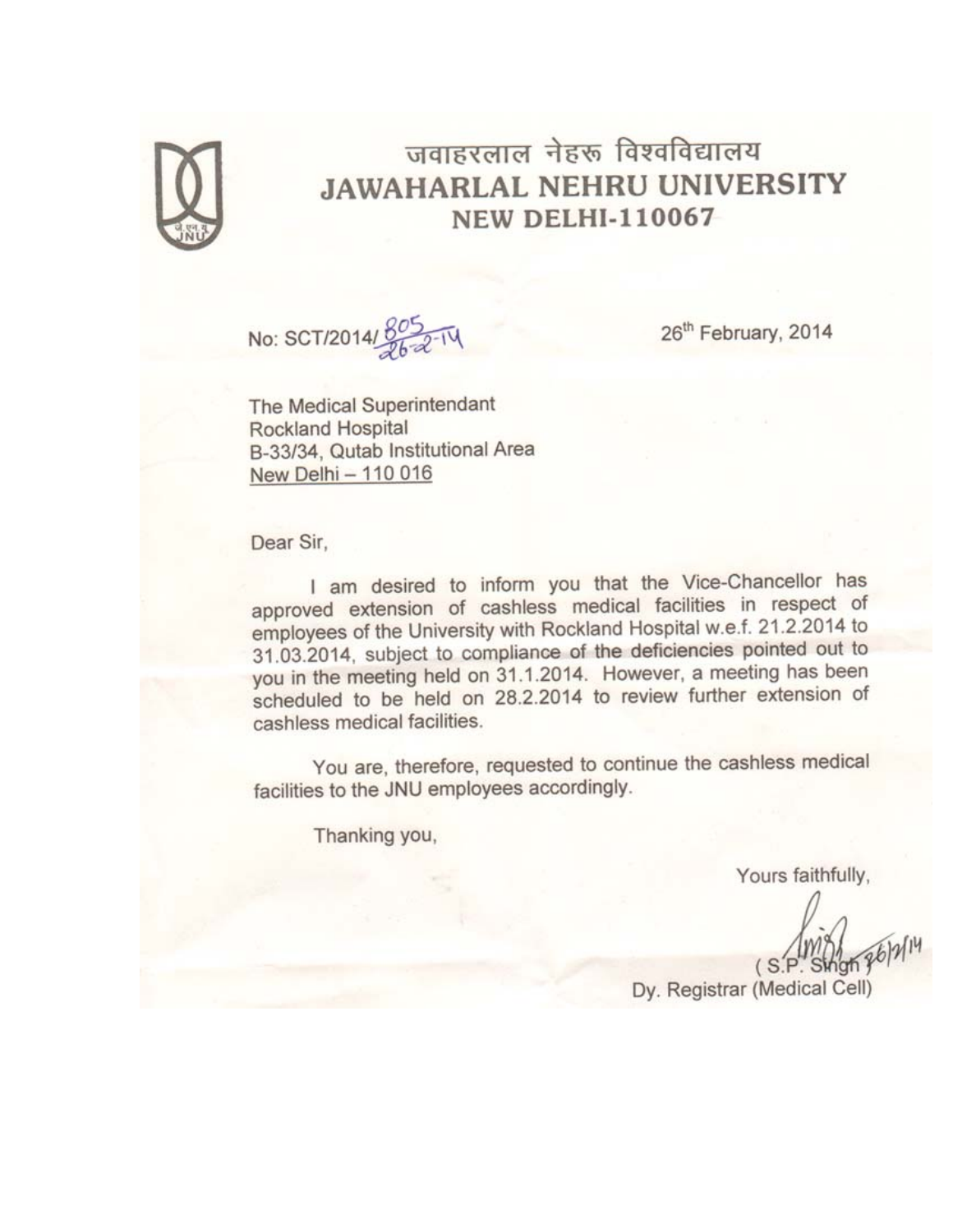# जवाहरलाल नेहरू विश्वविद्यालय
# JAWAHARLAL NEHRU UNIVERSITY
## NEW DELHI-110067

No: SCT/2014/805 26-2-14

26th February, 2014

The Medical Superintendant
Rockland Hospital
B-33/34, Qutab Institutional Area
New Delhi – 110 016

Dear Sir,

I am desired to inform you that the Vice-Chancellor has approved extension of cashless medical facilities in respect of employees of the University with Rockland Hospital w.e.f. 21.2.2014 to 31.03.2014, subject to compliance of the deficiencies pointed out to you in the meeting held on 31.1.2014. However, a meeting has been scheduled to be held on 28.2.2014 to review further extension of cashless medical facilities.

You are, therefore, requested to continue the cashless medical facilities to the JNU employees accordingly.

Thanking you,

Yours faithfully,

26/2/14
( S.P. Singh )
Dy. Registrar (Medical Cell)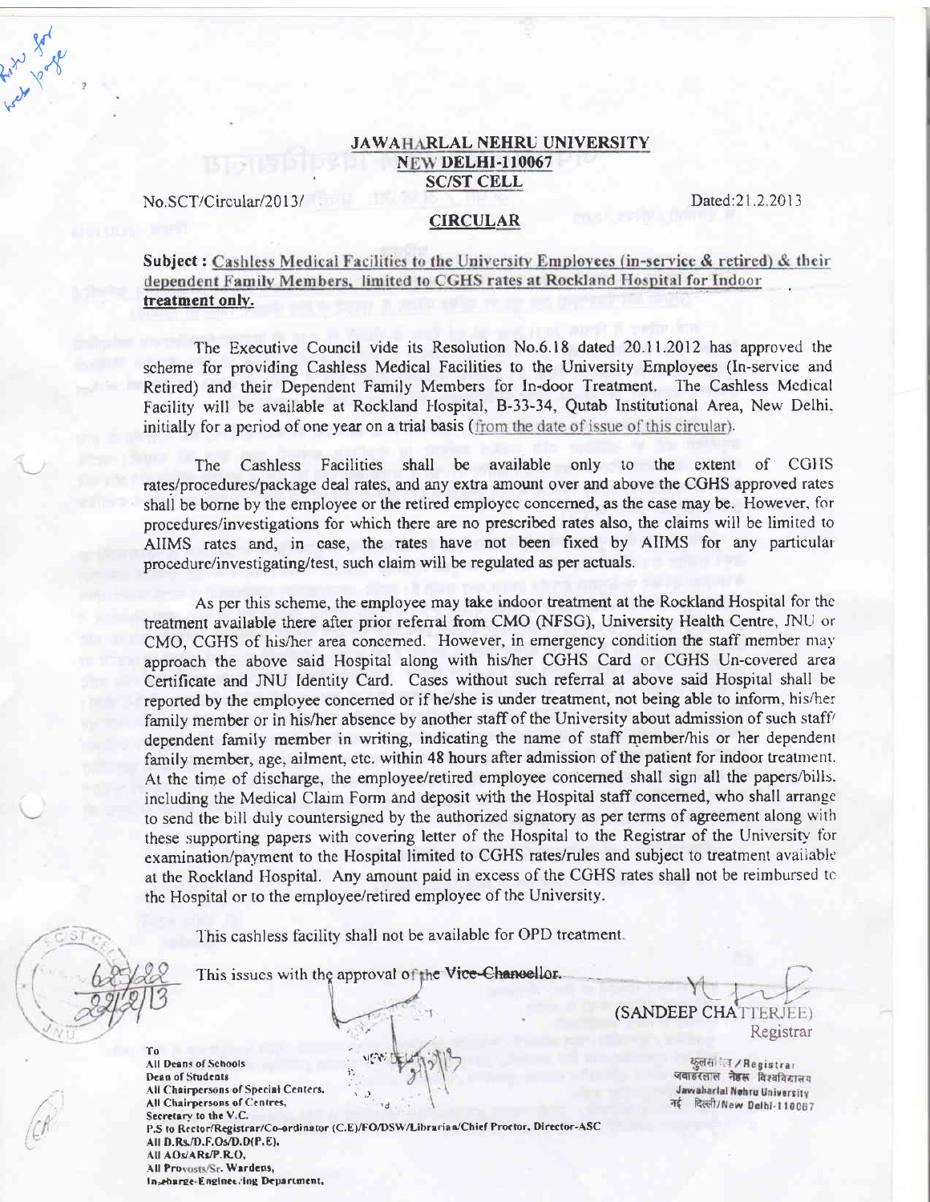# JAWAHARLAL NEHRU UNIVERSITY
## NEW DELHI-110067
## SC/ST CELL

No.SCT/Circular/2013/ Dated:21.2.2013

## CIRCULAR

**Subject : Cashless Medical Facilities to the University Employees (in-service & retired) & their dependent Family Members, limited to CGHS rates at Rockland Hospital for Indoor treatment only.**

The Executive Council vide its Resolution No.6.18 dated 20.11.2012 has approved the scheme for providing Cashless Medical Facilities to the University Employees (In-service and Retired) and their Dependent Family Members for In-door Treatment. The Cashless Medical Facility will be available at Rockland Hospital, B-33-34, Qutab Institutional Area, New Delhi, initially for a period of one year on a trial basis (from the date of issue of this circular).

The Cashless Facilities shall be available only to the extent of CGHS rates/procedures/package deal rates, and any extra amount over and above the CGHS approved rates shall be borne by the employee or the retired employee concerned, as the case may be. However, for procedures/investigations for which there are no prescribed rates also, the claims will be limited to AIIMS rates and, in case, the rates have not been fixed by AIIMS for any particular procedure/investigating/test, such claim will be regulated as per actuals.

As per this scheme, the employee may take indoor treatment at the Rockland Hospital for the treatment available there after prior referral from CMO (NFSG), University Health Centre, JNU or CMO, CGHS of his/her area concerned. However, in emergency condition the staff member may approach the above said Hospital along with his/her CGHS Card or CGHS Un-covered area Certificate and JNU Identity Card. Cases without such referral at above said Hospital shall be reported by the employee concerned or if he/she is under treatment, not being able to inform, his/her family member or in his/her absence by another staff of the University about admission of such staff/ dependent family member in writing, indicating the name of staff member/his or her dependent family member, age, ailment, etc. within 48 hours after admission of the patient for indoor treatment. At the time of discharge, the employee/retired employee concerned shall sign all the papers/bills, including the Medical Claim Form and deposit with the Hospital staff concerned, who shall arrange to send the bill duly countersigned by the authorized signatory as per terms of agreement along with these supporting papers with covering letter of the Hospital to the Registrar of the University for examination/payment to the Hospital limited to CGHS rates/rules and subject to treatment available at the Rockland Hospital. Any amount paid in excess of the CGHS rates shall not be reimbursed to the Hospital or to the employee/retired employee of the University.

This cashless facility shall not be available for OPD treatment.

This issues with the approval of the Vice-Chancellor.

(SANDEEP CHATTERJEE)
Registrar

To
All Deans of Schools
Dean of Students
All Chairpersons of Special Centers,
All Chairpersons of Centres,
Secretary to the V.C.
P.S to Rector/Registrar/Co-ordinator (C.E)/FO/DSW/Librarian/Chief Proctor, Director-ASC
All D.Rs./D.F.Os/D.D(P.E),
All AOs/ARs/P.R.O,
All Provosts/Sr. Wardens,
In-charge-Engineering Department,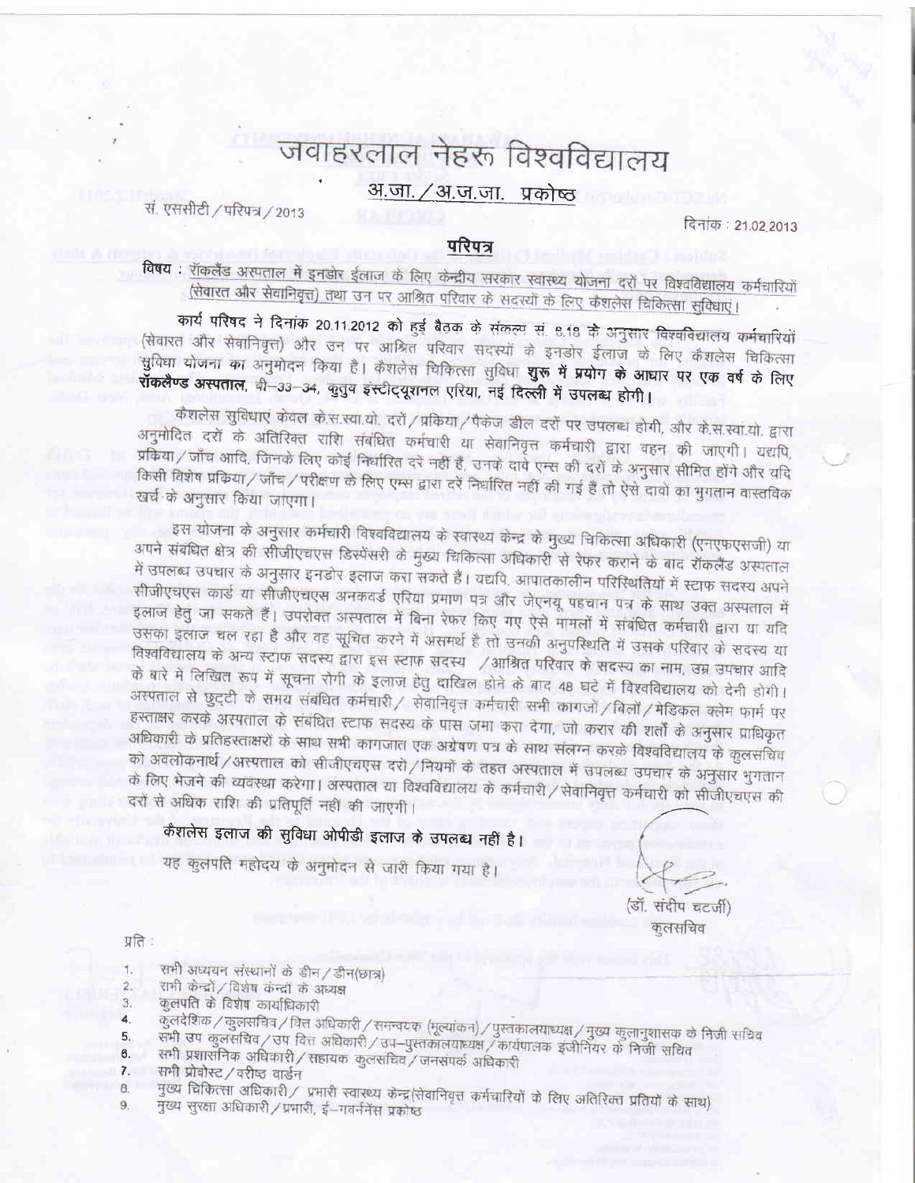# जवाहरलाल नेहरू विश्वविद्यालय

## अ.जा. / अ.ज.जा. प्रकोष्ठ

सं. एससीटी / परिपत्र / 2013

दिनांक : 21.02.2013

### परिपत्र

**विषय : रॉकलैंड अस्पताल में इनडोर ईलाज के लिए केन्द्रीय सरकार स्वास्थ्य योजना दरों पर विश्वविद्यालय कर्मचारियों (सेवारत और सेवानिवृत्त) तथा उन पर आश्रित परिवार के सदस्यों के लिए कैशलेस चिकित्सा सुविधाएं।**

कार्य परिषद ने दिनांक 20.11.2012 को हुई बैठक के संकल्प सं. 6.18 के अनुसार विश्वविद्यालय कर्मचारियों (सेवारत और सेवानिवृत्त) और उन पर आश्रित परिवार सदस्यों के इनडोर ईलाज के लिए कैशलेस चिकित्सा सुविधा योजना का अनुमोदन किया है। कैशलेस चिकित्सा सुविधा **शुरू में प्रयोग के आधार पर एक वर्ष के लिए रॉकलैण्ड अस्पताल, बी–33–34, कुतुब इंस्टीट्यूशनल एरिया, नई दिल्ली में उपलब्ध होगी।**

कैशलेस सुविधाएं केवल के.स.स्वा.यो. दरों / प्रक्रिया / पैकेज डील दरों पर उपलब्ध होगी, और के.स.स्वा.यो. द्वारा अनुमोदित दरों के अतिरिक्त राशि संबंधित कर्मचारी या सेवानिवृत्त कर्मचारी द्वारा वहन की जाएगी। यद्यपि, प्रक्रिया / जाँच आदि, जिनके लिए कोई निर्धारित दरें नहीं हैं, उनके दावे एम्स की दरों के अनुसार सीमित होंगे और यदि किसी विशेष प्रक्रिया / जाँच / परीक्षण के लिए एम्स द्वारा दरें निर्धारित नहीं की गई हैं तो ऐसे दावों का भुगतान वास्तविक खर्च के अनुसार किया जाएगा।

इस योजना के अनुसार कर्मचारी विश्वविद्यालय के स्वास्थ्य केन्द्र के मुख्य चिकित्सा अधिकारी (एनएफएसजी) या अपने संबंधित क्षेत्र की सीजीएचएस डिस्पेंसरी के मुख्य चिकित्सा अधिकारी से रेफर कराने के बाद रॉकलैंड अस्पताल में उपलब्ध उपचार के अनुसार इनडोर इलाज करा सकते हैं। यद्यपि, आपातकालीन परिस्थितियों में स्टाफ सदस्य अपने सीजीएचएस कार्ड या सीजीएचएस अनकवर्ड एरिया प्रमाण पत्र और जेएनयू पहचान पत्र के साथ उक्त अस्पताल में इलाज हेतु जा सकते हैं। उपरोक्त अस्पताल में बिना रेफर किए गए ऐसे मामलों में संबंधित कर्मचारी द्वारा या यदि उसका इलाज चल रहा है और वह सूचित करने में असमर्थ है तो उनकी अनुपस्थिति में उसके परिवार के सदस्य या विश्वविद्यालय के अन्य स्टाफ सदस्य द्वारा इस स्टाफ सदस्य / आश्रित परिवार के सदस्य का नाम, उम्र उपचार आदि के बारे में लिखित रूप में सूचना रोगी के इलाज हेतु दाखिल होने के बाद 48 घंटे में विश्वविद्यालय को देनी होगी। अस्पताल से छुट्टी के समय संबंधित कर्मचारी / सेवानिवृत्त कर्मचारी सभी कागजों / बिलों / मेडिकल क्लेम फार्म पर हस्ताक्षर करके अस्पताल के संबंधित स्टाफ सदस्य के पास जमा करा देगा, जो करार की शर्तों के अनुसार प्राधिकृत अधिकारी के प्रतिहस्ताक्षरों के साथ सभी कागजात एक अग्रेषण पत्र के साथ संलग्न करके विश्वविद्यालय के कुलसचिव को अवलोकनार्थ / अस्पताल को सीजीएचएस दरों / नियमों के तहत अस्पताल में उपलब्ध उपचार के अनुसार भुगतान के लिए भेजने की व्यवस्था करेगा। अस्पताल या विश्वविद्यालय के कर्मचारी / सेवानिवृत्त कर्मचारी को सीजीएचएस की दरों से अधिक राशि की प्रतिपूर्ति नहीं की जाएगी।

कैशलेस इलाज की सुविधा ओपीडी इलाज के उपलब्ध नहीं है।

यह कुलपति महोदय के अनुमोदन से जारी किया गया है।

(डॉ. संदीप चटर्जी)
कुलसचिव

प्रति :

1. सभी अध्ययन संस्थानों के डीन / डीन(छात्र)
2. सभी केन्द्रों / विशेष केन्द्रों के अध्यक्ष
3. कुलपति के विशेष कार्याधिकारी
4. कुलदेशिक / कुलसचिव / वित्त अधिकारी / समन्वयक (मूल्यांकन) / पुस्तकालयाध्यक्ष / मुख्य कुलानुशासक के निजी सचिव
5. सभी उप कुलसचिव / उप वित्त अधिकारी / उप–पुस्तकालयाध्यक्ष / कार्यपालक इंजीनियर के निजी सचिव
6. सभी प्रशासनिक अधिकारी / सहायक कुलसचिव / जनसंपर्क अधिकारी
7. सभी प्रोवोस्ट / वरीष्ठ वार्डन
8. मुख्य चिकित्सा अधिकारी / प्रभारी स्वास्थ्य केन्द्र(सेवानिवृत्त कर्मचारियों के लिए अतिरिक्त प्रतियों के साथ)
9. मुख्य सुरक्षा अधिकारी / प्रभारी, ई–गवर्नेंस प्रकोष्ठ